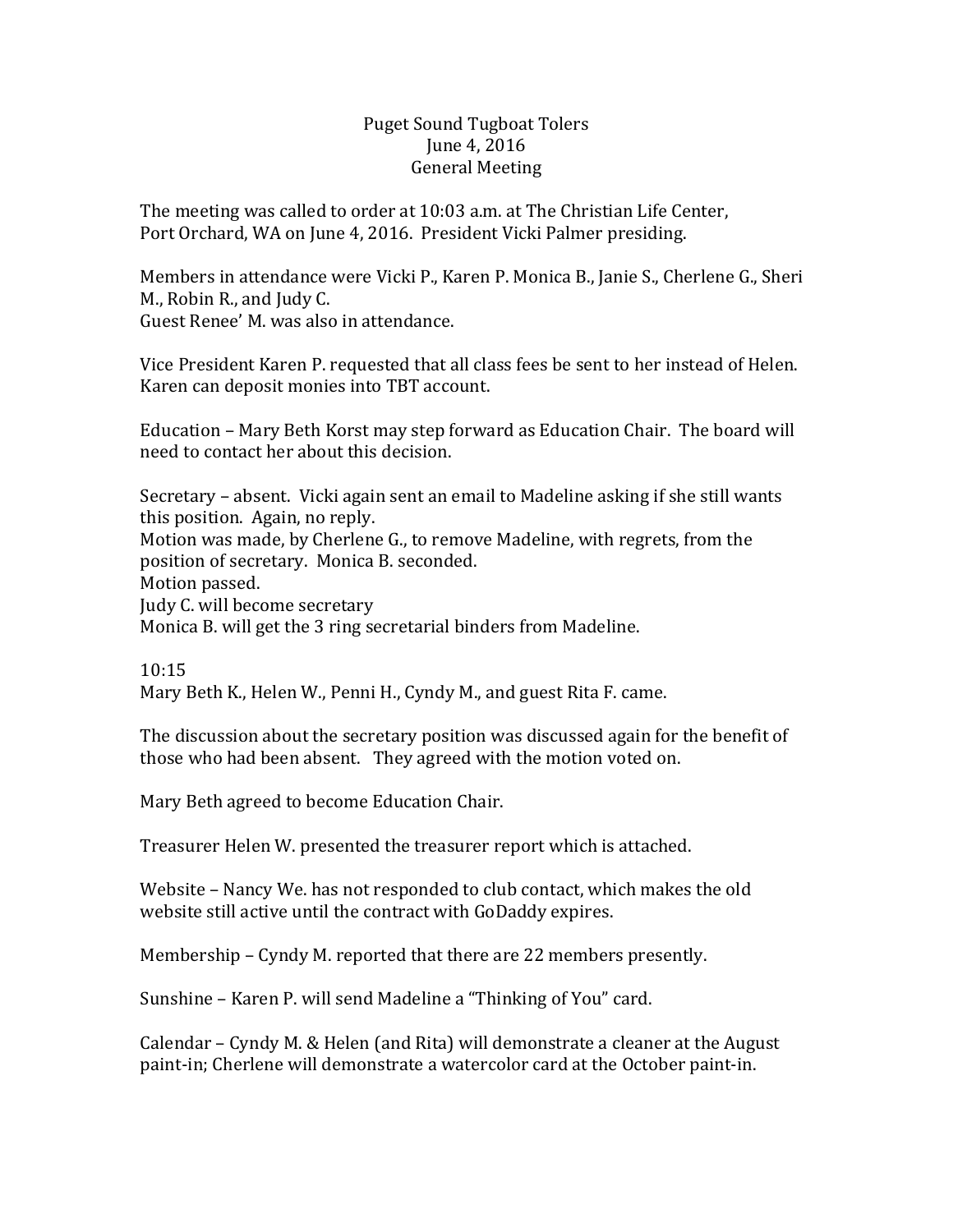Puget Sound Tugboat Tolers
June 4, 2016
General Meeting

The meeting was called to order at 10:03 a.m. at The Christian Life Center, Port Orchard, WA on June 4, 2016. President Vicki Palmer presiding.

Members in attendance were Vicki P., Karen P. Monica B., Janie S., Cherlene G., Sheri M., Robin R., and Judy C.
Guest Renee' M. was also in attendance.

Vice President Karen P. requested that all class fees be sent to her instead of Helen. Karen can deposit monies into TBT account.

Education – Mary Beth Korst may step forward as Education Chair. The board will need to contact her about this decision.

Secretary – absent. Vicki again sent an email to Madeline asking if she still wants this position. Again, no reply.
Motion was made, by Cherlene G., to remove Madeline, with regrets, from the position of secretary. Monica B. seconded.
Motion passed.
Judy C. will become secretary
Monica B. will get the 3 ring secretarial binders from Madeline.

10:15
Mary Beth K., Helen W., Penni H., Cyndy M., and guest Rita F. came.

The discussion about the secretary position was discussed again for the benefit of those who had been absent. They agreed with the motion voted on.

Mary Beth agreed to become Education Chair.

Treasurer Helen W. presented the treasurer report which is attached.

Website – Nancy We. has not responded to club contact, which makes the old website still active until the contract with GoDaddy expires.

Membership – Cyndy M. reported that there are 22 members presently.

Sunshine – Karen P. will send Madeline a "Thinking of You" card.

Calendar – Cyndy M. & Helen (and Rita) will demonstrate a cleaner at the August paint-in; Cherlene will demonstrate a watercolor card at the October paint-in.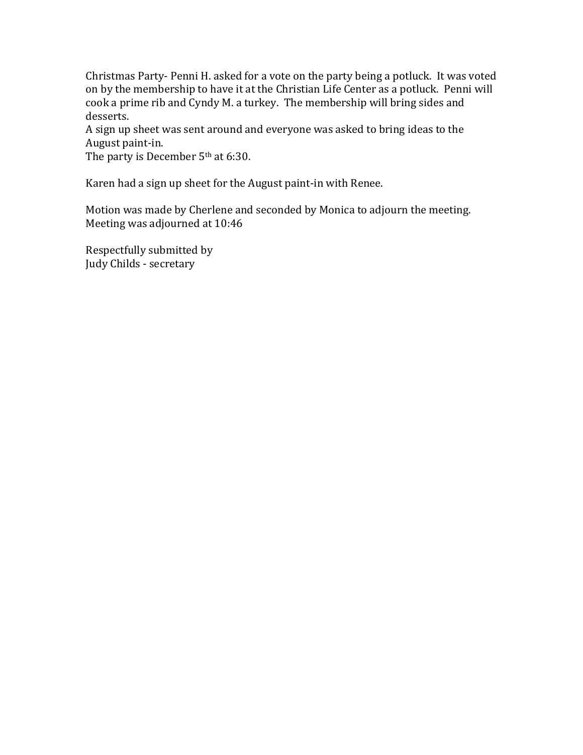Christmas Party- Penni H. asked for a vote on the party being a potluck. It was voted on by the membership to have it at the Christian Life Center as a potluck. Penni will cook a prime rib and Cyndy M. a turkey. The membership will bring sides and desserts.
A sign up sheet was sent around and everyone was asked to bring ideas to the August paint-in.
The party is December 5th at 6:30.

Karen had a sign up sheet for the August paint-in with Renee.

Motion was made by Cherlene and seconded by Monica to adjourn the meeting.
Meeting was adjourned at 10:46

Respectfully submitted by
Judy Childs - secretary